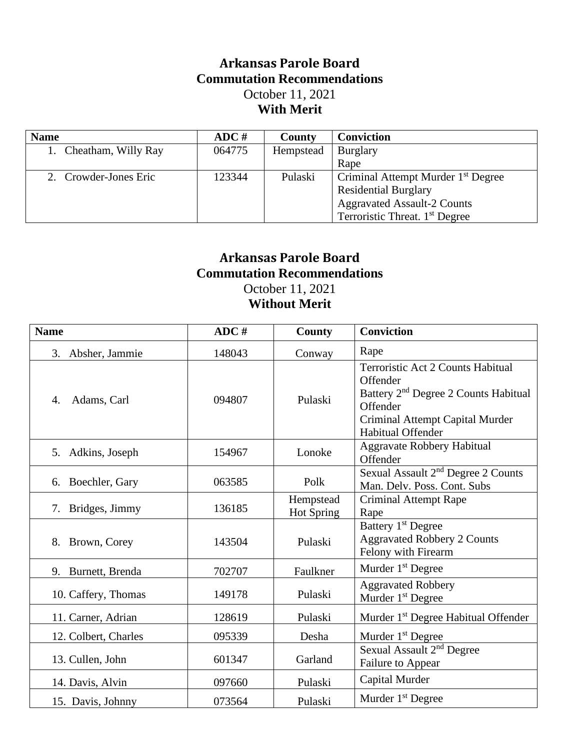# Arkansas Parole Board
## Commutation Recommendations
October 11, 2021
**With Merit**

| Name | ADC # | County | Conviction |
|---|---|---|---|
| 1. Cheatham, Willy Ray | 064775 | Hempstead | Burglary<br>Rape |
| 2. Crowder-Jones Eric | 123344 | Pulaski | Criminal Attempt Murder 1st Degree<br>Residential Burglary<br>Aggravated Assault-2 Counts<br>Terroristic Threat. 1st Degree |

# Arkansas Parole Board
## Commutation Recommendations
October 11, 2021
**Without Merit**

| Name | ADC # | County | Conviction |
|---|---|---|---|
| 3. Absher, Jammie | 148043 | Conway | Rape |
| 4. Adams, Carl | 094807 | Pulaski | Terroristic Act 2 Counts Habitual Offender<br>Battery 2nd Degree 2 Counts Habitual Offender<br>Criminal Attempt Capital Murder Habitual Offender |
| 5. Adkins, Joseph | 154967 | Lonoke | Aggravate Robbery Habitual Offender |
| 6. Boechler, Gary | 063585 | Polk | Sexual Assault 2nd Degree 2 Counts<br>Man. Delv. Poss. Cont. Subs |
| 7. Bridges, Jimmy | 136185 | Hempstead<br>Hot Spring | Criminal Attempt Rape<br>Rape |
| 8. Brown, Corey | 143504 | Pulaski | Battery 1st Degree<br>Aggravated Robbery 2 Counts<br>Felony with Firearm |
| 9. Burnett, Brenda | 702707 | Faulkner | Murder 1st Degree |
| 10. Caffery, Thomas | 149178 | Pulaski | Aggravated Robbery<br>Murder 1st Degree |
| 11. Carner, Adrian | 128619 | Pulaski | Murder 1st Degree Habitual Offender |
| 12. Colbert, Charles | 095339 | Desha | Murder 1st Degree |
| 13. Cullen, John | 601347 | Garland | Sexual Assault 2nd Degree<br>Failure to Appear |
| 14. Davis, Alvin | 097660 | Pulaski | Capital Murder |
| 15. Davis, Johnny | 073564 | Pulaski | Murder 1st Degree |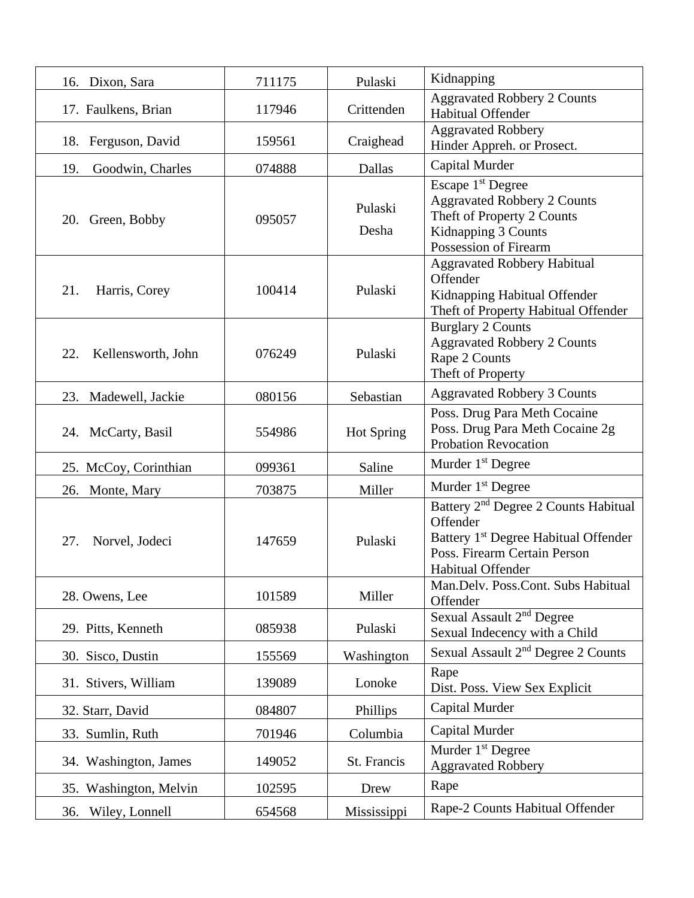| | | | |
|---|---|---|---|
| 16. Dixon, Sara | 711175 | Pulaski | Kidnapping |
| 17. Faulkens, Brian | 117946 | Crittenden | Aggravated Robbery 2 Counts<br>Habitual Offender |
| 18. Ferguson, David | 159561 | Craighead | Aggravated Robbery<br>Hinder Appreh. or Prosect. |
| 19. Goodwin, Charles | 074888 | Dallas | Capital Murder |
| 20. Green, Bobby | 095057 | Pulaski<br>Desha | Escape 1st Degree<br>Aggravated Robbery 2 Counts<br>Theft of Property 2 Counts<br>Kidnapping 3 Counts<br>Possession of Firearm |
| 21. Harris, Corey | 100414 | Pulaski | Aggravated Robbery Habitual Offender<br>Kidnapping Habitual Offender<br>Theft of Property Habitual Offender |
| 22. Kellensworth, John | 076249 | Pulaski | Burglary 2 Counts<br>Aggravated Robbery 2 Counts<br>Rape 2 Counts<br>Theft of Property |
| 23. Madewell, Jackie | 080156 | Sebastian | Aggravated Robbery 3 Counts |
| 24. McCarty, Basil | 554986 | Hot Spring | Poss. Drug Para Meth Cocaine<br>Poss. Drug Para Meth Cocaine 2g<br>Probation Revocation |
| 25. McCoy, Corinthian | 099361 | Saline | Murder 1st Degree |
| 26. Monte, Mary | 703875 | Miller | Murder 1st Degree |
| 27. Norvel, Jodeci | 147659 | Pulaski | Battery 2nd Degree 2 Counts Habitual Offender<br>Battery 1st Degree Habitual Offender<br>Poss. Firearm Certain Person Habitual Offender |
| 28. Owens, Lee | 101589 | Miller | Man.Delv. Poss.Cont. Subs Habitual Offender |
| 29. Pitts, Kenneth | 085938 | Pulaski | Sexual Assault 2nd Degree<br>Sexual Indecency with a Child |
| 30. Sisco, Dustin | 155569 | Washington | Sexual Assault 2nd Degree 2 Counts |
| 31. Stivers, William | 139089 | Lonoke | Rape<br>Dist. Poss. View Sex Explicit |
| 32. Starr, David | 084807 | Phillips | Capital Murder |
| 33. Sumlin, Ruth | 701946 | Columbia | Capital Murder |
| 34. Washington, James | 149052 | St. Francis | Murder 1st Degree<br>Aggravated Robbery |
| 35. Washington, Melvin | 102595 | Drew | Rape |
| 36. Wiley, Lonnell | 654568 | Mississippi | Rape-2 Counts Habitual Offender |